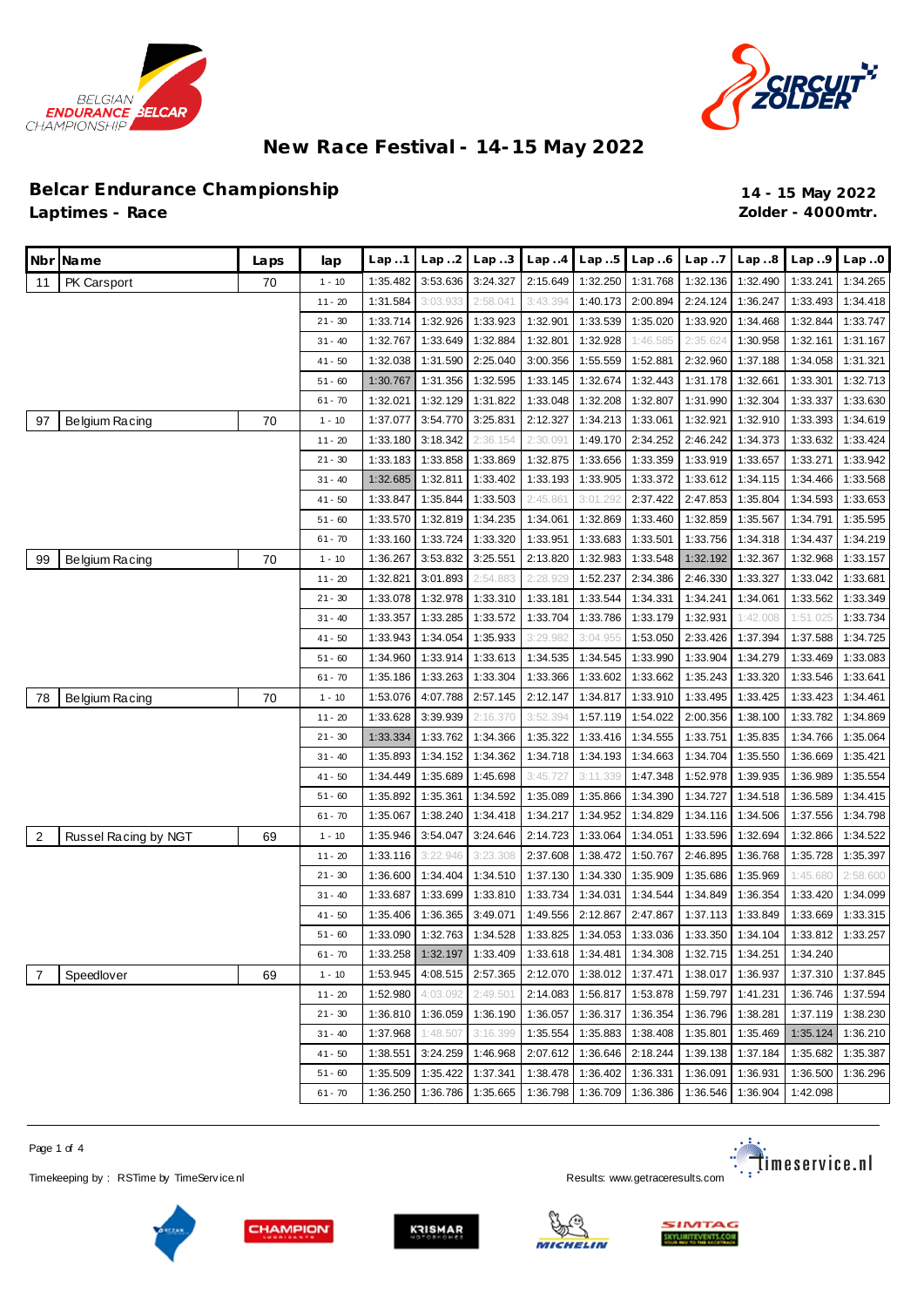# New Race Festival - 14-15 May 2022

## Belcar Endurance Championship

**Laptimes - Race**

**14 - 15 May 2022**
**Zolder - 4000mtr.**

| Nbr | Name | Laps | lap | Lap..1 | Lap..2 | Lap..3 | Lap..4 | Lap..5 | Lap..6 | Lap..7 | Lap..8 | Lap..9 | Lap..0 |
|---|---|---|---|---|---|---|---|---|---|---|---|---|---|
| 11 | PK Carsport | 70 | 1 - 10 | 1:35.482 | 3:53.636 | 3:24.327 | 2:15.649 | 1:32.250 | 1:31.768 | 1:32.136 | 1:32.490 | 1:33.241 | 1:34.265 |
| | | | 11 - 20 | 1:31.584 | 3:03.933 | 2:58.041 | 3:43.394 | 1:40.173 | 2:00.894 | 2:24.124 | 1:36.247 | 1:33.493 | 1:34.418 |
| | | | 21 - 30 | 1:33.714 | 1:32.926 | 1:33.923 | 1:32.901 | 1:33.539 | 1:35.020 | 1:33.920 | 1:34.468 | 1:32.844 | 1:33.747 |
| | | | 31 - 40 | 1:32.767 | 1:33.649 | 1:32.884 | 1:32.801 | 1:32.928 | 1:46.585 | 2:35.624 | 1:30.958 | 1:32.161 | 1:31.167 |
| | | | 41 - 50 | 1:32.038 | 1:31.590 | 2:25.040 | 3:00.356 | 1:55.559 | 1:52.881 | 2:32.960 | 1:37.188 | 1:34.058 | 1:31.321 |
| | | | 51 - 60 | 1:30.767 | 1:31.356 | 1:32.595 | 1:33.145 | 1:32.674 | 1:32.443 | 1:31.178 | 1:32.661 | 1:33.301 | 1:32.713 |
| | | | 61 - 70 | 1:32.021 | 1:32.129 | 1:31.822 | 1:33.048 | 1:32.208 | 1:32.807 | 1:31.990 | 1:32.304 | 1:33.337 | 1:33.630 |
| 97 | Belgium Racing | 70 | 1 - 10 | 1:37.077 | 3:54.770 | 3:25.831 | 2:12.327 | 1:34.213 | 1:33.061 | 1:32.921 | 1:32.910 | 1:33.393 | 1:34.619 |
| | | | 11 - 20 | 1:33.180 | 3:18.342 | 2:36.154 | 2:30.091 | 1:49.170 | 2:34.252 | 2:46.242 | 1:34.373 | 1:33.632 | 1:33.424 |
| | | | 21 - 30 | 1:33.183 | 1:33.858 | 1:33.869 | 1:32.875 | 1:33.656 | 1:33.359 | 1:33.919 | 1:33.657 | 1:33.271 | 1:33.942 |
| | | | 31 - 40 | 1:32.685 | 1:32.811 | 1:33.402 | 1:33.193 | 1:33.905 | 1:33.372 | 1:33.612 | 1:34.115 | 1:34.466 | 1:33.568 |
| | | | 41 - 50 | 1:33.847 | 1:35.844 | 1:33.503 | 2:45.861 | 3:01.292 | 2:37.422 | 2:47.853 | 1:35.804 | 1:34.593 | 1:33.653 |
| | | | 51 - 60 | 1:33.570 | 1:32.819 | 1:34.235 | 1:34.061 | 1:32.869 | 1:33.460 | 1:32.859 | 1:35.567 | 1:34.791 | 1:35.595 |
| | | | 61 - 70 | 1:33.160 | 1:33.724 | 1:33.320 | 1:33.951 | 1:33.683 | 1:33.501 | 1:33.756 | 1:34.318 | 1:34.437 | 1:34.219 |
| 99 | Belgium Racing | 70 | 1 - 10 | 1:36.267 | 3:53.832 | 3:25.551 | 2:13.820 | 1:32.983 | 1:33.548 | 1:32.192 | 1:32.367 | 1:32.968 | 1:33.157 |
| | | | 11 - 20 | 1:32.821 | 3:01.893 | 2:54.883 | 2:28.929 | 1:52.237 | 2:34.386 | 2:46.330 | 1:33.327 | 1:33.042 | 1:33.681 |
| | | | 21 - 30 | 1:33.078 | 1:32.978 | 1:33.310 | 1:33.181 | 1:33.544 | 1:34.331 | 1:34.241 | 1:34.061 | 1:33.562 | 1:33.349 |
| | | | 31 - 40 | 1:33.357 | 1:33.285 | 1:33.572 | 1:33.704 | 1:33.786 | 1:33.179 | 1:32.931 | 1:42.008 | 1:51.025 | 1:33.734 |
| | | | 41 - 50 | 1:33.943 | 1:34.054 | 1:35.933 | 3:29.982 | 3:04.955 | 1:53.050 | 2:33.426 | 1:37.394 | 1:37.588 | 1:34.725 |
| | | | 51 - 60 | 1:34.960 | 1:33.914 | 1:33.613 | 1:34.535 | 1:34.545 | 1:33.990 | 1:33.904 | 1:34.279 | 1:33.469 | 1:33.083 |
| | | | 61 - 70 | 1:35.186 | 1:33.263 | 1:33.304 | 1:33.366 | 1:33.602 | 1:33.662 | 1:35.243 | 1:33.320 | 1:33.546 | 1:33.641 |
| 78 | Belgium Racing | 70 | 1 - 10 | 1:53.076 | 4:07.788 | 2:57.145 | 2:12.147 | 1:34.817 | 1:33.910 | 1:33.495 | 1:33.425 | 1:33.423 | 1:34.461 |
| | | | 11 - 20 | 1:33.628 | 3:39.939 | 2:16.370 | 3:52.394 | 1:57.119 | 1:54.022 | 2:00.356 | 1:38.100 | 1:33.782 | 1:34.869 |
| | | | 21 - 30 | 1:33.334 | 1:33.762 | 1:34.366 | 1:35.322 | 1:33.416 | 1:34.555 | 1:33.751 | 1:35.835 | 1:34.766 | 1:35.064 |
| | | | 31 - 40 | 1:35.893 | 1:34.152 | 1:34.362 | 1:34.718 | 1:34.193 | 1:34.663 | 1:34.704 | 1:35.550 | 1:36.669 | 1:35.421 |
| | | | 41 - 50 | 1:34.449 | 1:35.689 | 1:45.698 | 3:45.727 | 3:11.339 | 1:47.348 | 1:52.978 | 1:39.935 | 1:36.989 | 1:35.554 |
| | | | 51 - 60 | 1:35.892 | 1:35.361 | 1:34.592 | 1:35.089 | 1:35.866 | 1:34.390 | 1:34.727 | 1:34.518 | 1:36.589 | 1:34.415 |
| | | | 61 - 70 | 1:35.067 | 1:38.240 | 1:34.418 | 1:34.217 | 1:34.952 | 1:34.829 | 1:34.116 | 1:34.506 | 1:37.556 | 1:34.798 |
| 2 | Russel Racing by NGT | 69 | 1 - 10 | 1:35.946 | 3:54.047 | 3:24.646 | 2:14.723 | 1:33.064 | 1:34.051 | 1:33.596 | 1:32.694 | 1:32.866 | 1:34.522 |
| | | | 11 - 20 | 1:33.116 | 3:22.946 | 3:23.308 | 2:37.608 | 1:38.472 | 1:50.767 | 2:46.895 | 1:36.768 | 1:35.728 | 1:35.397 |
| | | | 21 - 30 | 1:36.600 | 1:34.404 | 1:34.510 | 1:37.130 | 1:34.330 | 1:35.909 | 1:35.686 | 1:35.969 | 1:45.680 | 2:58.600 |
| | | | 31 - 40 | 1:33.687 | 1:33.699 | 1:33.810 | 1:33.734 | 1:34.031 | 1:34.544 | 1:34.849 | 1:36.354 | 1:33.420 | 1:34.099 |
| | | | 41 - 50 | 1:35.406 | 1:36.365 | 3:49.071 | 1:49.556 | 2:12.867 | 2:47.867 | 1:37.113 | 1:33.849 | 1:33.669 | 1:33.315 |
| | | | 51 - 60 | 1:33.090 | 1:32.763 | 1:34.528 | 1:33.825 | 1:34.053 | 1:33.036 | 1:33.350 | 1:34.104 | 1:33.812 | 1:33.257 |
| | | | 61 - 70 | 1:33.258 | 1:32.197 | 1:33.409 | 1:33.618 | 1:34.481 | 1:34.308 | 1:32.715 | 1:34.251 | 1:34.240 | |
| 7 | Speedlover | 69 | 1 - 10 | 1:53.945 | 4:08.515 | 2:57.365 | 2:12.070 | 1:38.012 | 1:37.471 | 1:38.017 | 1:36.937 | 1:37.310 | 1:37.845 |
| | | | 11 - 20 | 1:52.980 | 4:03.092 | 2:49.501 | 2:14.083 | 1:56.817 | 1:53.878 | 1:59.797 | 1:41.231 | 1:36.746 | 1:37.594 |
| | | | 21 - 30 | 1:36.810 | 1:36.059 | 1:36.190 | 1:36.057 | 1:36.317 | 1:36.354 | 1:36.796 | 1:38.281 | 1:37.119 | 1:38.230 |
| | | | 31 - 40 | 1:37.968 | 1:48.507 | 3:16.399 | 1:35.554 | 1:35.883 | 1:38.408 | 1:35.801 | 1:35.469 | 1:35.124 | 1:36.210 |
| | | | 41 - 50 | 1:38.551 | 3:24.259 | 1:46.968 | 2:07.612 | 1:36.646 | 2:18.244 | 1:39.138 | 1:37.184 | 1:35.682 | 1:35.387 |
| | | | 51 - 60 | 1:35.509 | 1:35.422 | 1:37.341 | 1:38.478 | 1:36.402 | 1:36.331 | 1:36.091 | 1:36.931 | 1:36.500 | 1:36.296 |
| | | | 61 - 70 | 1:36.250 | 1:36.786 | 1:35.665 | 1:36.798 | 1:36.709 | 1:36.386 | 1:36.546 | 1:36.904 | 1:42.098 | |

Timekeeping by : RSTime by TimeService.nl

Results: www.getraceresults.com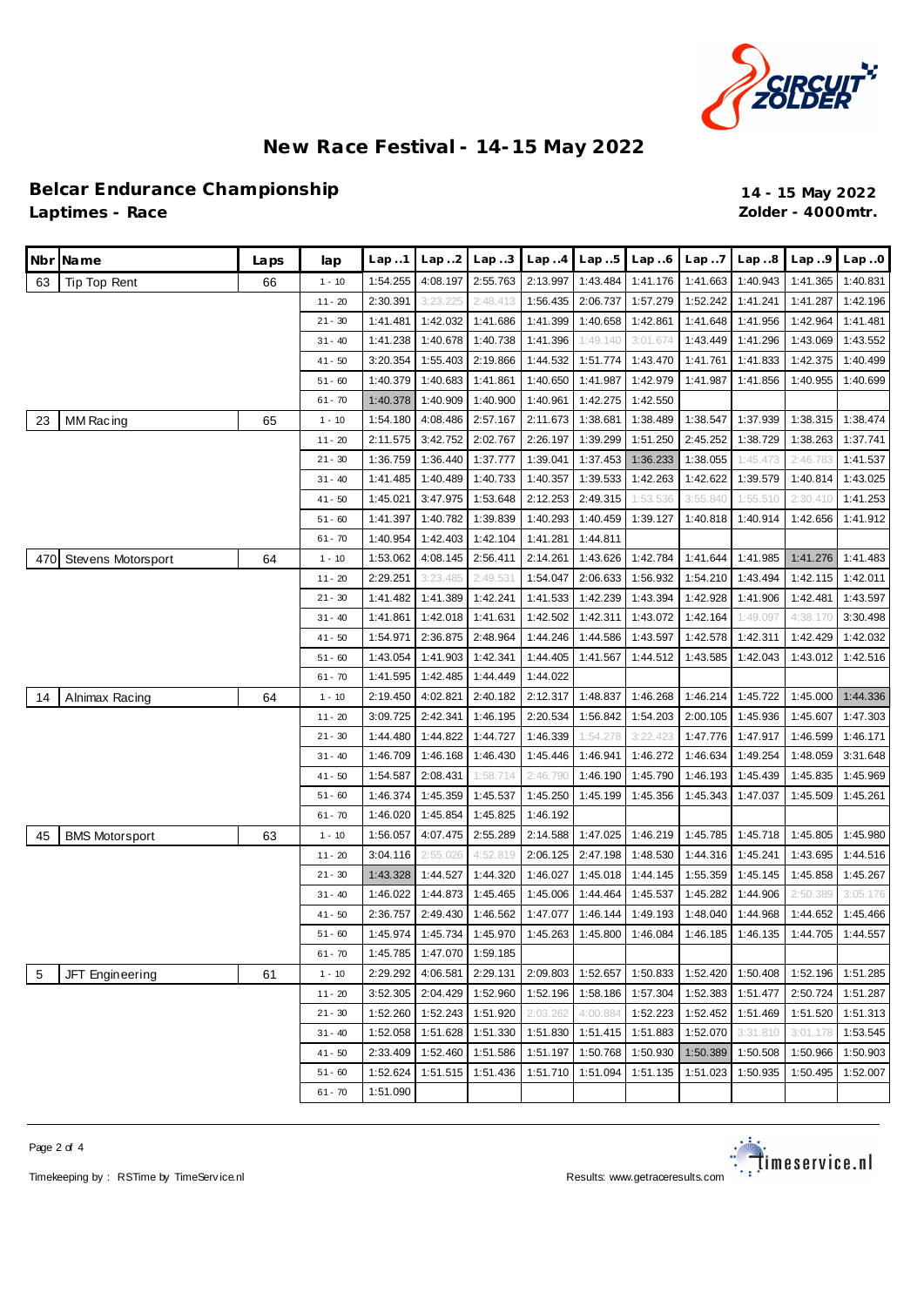# New Race Festival - 14-15 May 2022

## Belcar Endurance Championship

**Laptimes - Race**

**14 - 15 May 2022**
**Zolder - 4000mtr.**

| Nbr | Name | Laps | lap | Lap..1 | Lap..2 | Lap..3 | Lap..4 | Lap..5 | Lap..6 | Lap..7 | Lap..8 | Lap..9 | Lap..0 |
|---|---|---|---|---|---|---|---|---|---|---|---|---|---|
| 63 | Tip Top Rent | 66 | 1 - 10 | 1:54.255 | 4:08.197 | 2:55.763 | 2:13.997 | 1:43.484 | 1:41.176 | 1:41.663 | 1:40.943 | 1:41.365 | 1:40.831 |
| | | | 11 - 20 | 2:30.391 | 3:23.225 | 2:48.413 | 1:56.435 | 2:06.737 | 1:57.279 | 1:52.242 | 1:41.241 | 1:41.287 | 1:42.196 |
| | | | 21 - 30 | 1:41.481 | 1:42.032 | 1:41.686 | 1:41.399 | 1:40.658 | 1:42.861 | 1:41.648 | 1:41.956 | 1:42.964 | 1:41.481 |
| | | | 31 - 40 | 1:41.238 | 1:40.678 | 1:40.738 | 1:41.396 | 1:49.140 | 3:01.674 | 1:43.449 | 1:41.296 | 1:43.069 | 1:43.552 |
| | | | 41 - 50 | 3:20.354 | 1:55.403 | 2:19.866 | 1:44.532 | 1:51.774 | 1:43.470 | 1:41.761 | 1:41.833 | 1:42.375 | 1:40.499 |
| | | | 51 - 60 | 1:40.379 | 1:40.683 | 1:41.861 | 1:40.650 | 1:41.987 | 1:42.979 | 1:41.987 | 1:41.856 | 1:40.955 | 1:40.699 |
| | | | 61 - 70 | 1:40.378 | 1:40.909 | 1:40.900 | 1:40.961 | 1:42.275 | 1:42.550 | | | | |
| 23 | MM Racing | 65 | 1 - 10 | 1:54.180 | 4:08.486 | 2:57.167 | 2:11.673 | 1:38.681 | 1:38.489 | 1:38.547 | 1:37.939 | 1:38.315 | 1:38.474 |
| | | | 11 - 20 | 2:11.575 | 3:42.752 | 2:02.767 | 2:26.197 | 1:39.299 | 1:51.250 | 2:45.252 | 1:38.729 | 1:38.263 | 1:37.741 |
| | | | 21 - 30 | 1:36.759 | 1:36.440 | 1:37.777 | 1:39.041 | 1:37.453 | 1:36.233 | 1:38.055 | 1:45.473 | 2:46.783 | 1:41.537 |
| | | | 31 - 40 | 1:41.485 | 1:40.489 | 1:40.733 | 1:40.357 | 1:39.533 | 1:42.263 | 1:42.622 | 1:39.579 | 1:40.814 | 1:43.025 |
| | | | 41 - 50 | 1:45.021 | 3:47.975 | 1:53.648 | 2:12.253 | 2:49.315 | 1:53.536 | 3:55.840 | 1:55.510 | 2:30.410 | 1:41.253 |
| | | | 51 - 60 | 1:41.397 | 1:40.782 | 1:39.839 | 1:40.293 | 1:40.459 | 1:39.127 | 1:40.818 | 1:40.914 | 1:42.656 | 1:41.912 |
| | | | 61 - 70 | 1:40.954 | 1:42.403 | 1:42.104 | 1:41.281 | 1:44.811 | | | | | |
| 470 | Stevens Motorsport | 64 | 1 - 10 | 1:53.062 | 4:08.145 | 2:56.411 | 2:14.261 | 1:43.626 | 1:42.784 | 1:41.644 | 1:41.985 | 1:41.276 | 1:41.483 |
| | | | 11 - 20 | 2:29.251 | 3:23.485 | 2:49.531 | 1:54.047 | 2:06.633 | 1:56.932 | 1:54.210 | 1:43.494 | 1:42.115 | 1:42.011 |
| | | | 21 - 30 | 1:41.482 | 1:41.389 | 1:42.241 | 1:41.533 | 1:42.239 | 1:43.394 | 1:42.928 | 1:41.906 | 1:42.481 | 1:43.597 |
| | | | 31 - 40 | 1:41.861 | 1:42.018 | 1:41.631 | 1:42.502 | 1:42.311 | 1:43.072 | 1:42.164 | 1:49.097 | 4:38.170 | 3:30.498 |
| | | | 41 - 50 | 1:54.971 | 2:36.875 | 2:48.964 | 1:44.246 | 1:44.586 | 1:43.597 | 1:42.578 | 1:42.311 | 1:42.429 | 1:42.032 |
| | | | 51 - 60 | 1:43.054 | 1:41.903 | 1:42.341 | 1:44.405 | 1:41.567 | 1:44.512 | 1:43.585 | 1:42.043 | 1:43.012 | 1:42.516 |
| | | | 61 - 70 | 1:41.595 | 1:42.485 | 1:44.449 | 1:44.022 | | | | | | |
| 14 | Alnimax Racing | 64 | 1 - 10 | 2:19.450 | 4:02.821 | 2:40.182 | 2:12.317 | 1:48.837 | 1:46.268 | 1:46.214 | 1:45.722 | 1:45.000 | 1:44.336 |
| | | | 11 - 20 | 3:09.725 | 2:42.341 | 1:46.195 | 2:20.534 | 1:56.842 | 1:54.203 | 2:00.105 | 1:45.936 | 1:45.607 | 1:47.303 |
| | | | 21 - 30 | 1:44.480 | 1:44.822 | 1:44.727 | 1:46.339 | 1:54.278 | 3:22.423 | 1:47.776 | 1:47.917 | 1:46.599 | 1:46.171 |
| | | | 31 - 40 | 1:46.709 | 1:46.168 | 1:46.430 | 1:45.446 | 1:46.941 | 1:46.272 | 1:46.634 | 1:49.254 | 1:48.059 | 3:31.648 |
| | | | 41 - 50 | 1:54.587 | 2:08.431 | 1:58.714 | 2:46.790 | 1:46.190 | 1:45.790 | 1:46.193 | 1:45.439 | 1:45.835 | 1:45.969 |
| | | | 51 - 60 | 1:46.374 | 1:45.359 | 1:45.537 | 1:45.250 | 1:45.199 | 1:45.356 | 1:45.343 | 1:47.037 | 1:45.509 | 1:45.261 |
| | | | 61 - 70 | 1:46.020 | 1:45.854 | 1:45.825 | 1:46.192 | | | | | | |
| 45 | BMS Motorsport | 63 | 1 - 10 | 1:56.057 | 4:07.475 | 2:55.289 | 2:14.588 | 1:47.025 | 1:46.219 | 1:45.785 | 1:45.718 | 1:45.805 | 1:45.980 |
| | | | 11 - 20 | 3:04.116 | 2:55.026 | 4:52.819 | 2:06.125 | 2:47.198 | 1:48.530 | 1:44.316 | 1:45.241 | 1:43.695 | 1:44.516 |
| | | | 21 - 30 | 1:43.328 | 1:44.527 | 1:44.320 | 1:46.027 | 1:45.018 | 1:44.145 | 1:55.359 | 1:45.145 | 1:45.858 | 1:45.267 |
| | | | 31 - 40 | 1:46.022 | 1:44.873 | 1:45.465 | 1:45.006 | 1:44.464 | 1:45.537 | 1:45.282 | 1:44.906 | 2:50.389 | 3:05.176 |
| | | | 41 - 50 | 2:36.757 | 2:49.430 | 1:46.562 | 1:47.077 | 1:46.144 | 1:49.193 | 1:48.040 | 1:44.968 | 1:44.652 | 1:45.466 |
| | | | 51 - 60 | 1:45.974 | 1:45.734 | 1:45.970 | 1:45.263 | 1:45.800 | 1:46.084 | 1:46.185 | 1:46.135 | 1:44.705 | 1:44.557 |
| | | | 61 - 70 | 1:45.785 | 1:47.070 | 1:59.185 | | | | | | | |
| 5 | JFT Engineering | 61 | 1 - 10 | 2:29.292 | 4:06.581 | 2:29.131 | 2:09.803 | 1:52.657 | 1:50.833 | 1:52.420 | 1:50.408 | 1:52.196 | 1:51.285 |
| | | | 11 - 20 | 3:52.305 | 2:04.429 | 1:52.960 | 1:52.196 | 1:58.186 | 1:57.304 | 1:52.383 | 1:51.477 | 2:50.724 | 1:51.287 |
| | | | 21 - 30 | 1:52.260 | 1:52.243 | 1:51.920 | 2:03.262 | 4:00.884 | 1:52.223 | 1:52.452 | 1:51.469 | 1:51.520 | 1:51.313 |
| | | | 31 - 40 | 1:52.058 | 1:51.628 | 1:51.330 | 1:51.830 | 1:51.415 | 1:51.883 | 1:52.070 | 3:31.810 | 3:01.178 | 1:53.545 |
| | | | 41 - 50 | 2:33.409 | 1:52.460 | 1:51.586 | 1:51.197 | 1:50.768 | 1:50.930 | 1:50.389 | 1:50.508 | 1:50.966 | 1:50.903 |
| | | | 51 - 60 | 1:52.624 | 1:51.515 | 1:51.436 | 1:51.710 | 1:51.094 | 1:51.135 | 1:51.023 | 1:50.935 | 1:50.495 | 1:52.007 |
| | | | 61 - 70 | 1:51.090 | | | | | | | | | |

Timekeeping by : RSTime by TimeService.nl

Results: www.getraceresults.com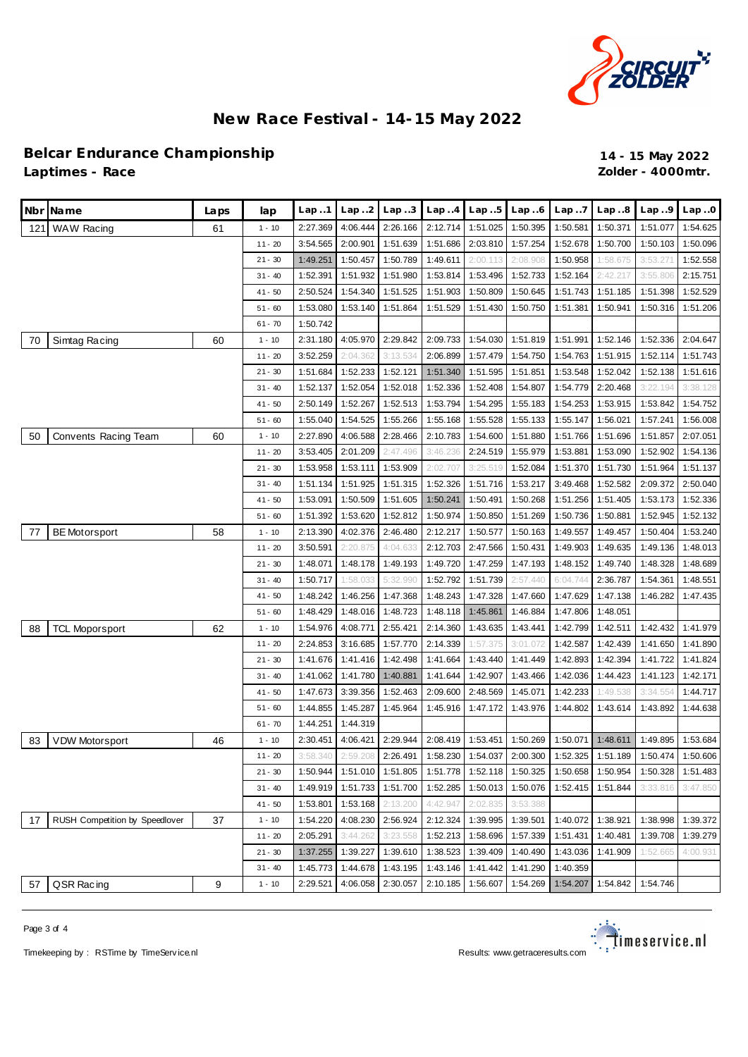# New Race Festival - 14-15 May 2022

## Belcar Endurance Championship

**Laptimes - Race**

**14 - 15 May 2022**
**Zolder - 4000mtr.**

| Nbr | Name | Laps | lap | Lap..1 | Lap..2 | Lap..3 | Lap..4 | Lap..5 | Lap..6 | Lap..7 | Lap..8 | Lap..9 | Lap..0 |
|---|---|---|---|---|---|---|---|---|---|---|---|---|---|
| 121 | WAW Racing | 61 | 1 - 10 | 2:27.369 | 4:06.444 | 2:26.166 | 2:12.714 | 1:51.025 | 1:50.395 | 1:50.581 | 1:50.371 | 1:51.077 | 1:54.625 |
| | | | 11 - 20 | 3:54.565 | 2:00.901 | 1:51.639 | 1:51.686 | 2:03.810 | 1:57.254 | 1:52.678 | 1:50.700 | 1:50.103 | 1:50.096 |
| | | | 21 - 30 | 1:49.251 | 1:50.457 | 1:50.789 | 1:49.611 | 2:00.113 | 2:08.908 | 1:50.958 | 1:58.675 | 3:53.271 | 1:52.558 |
| | | | 31 - 40 | 1:52.391 | 1:51.932 | 1:51.980 | 1:53.814 | 1:53.496 | 1:52.733 | 1:52.164 | 2:42.217 | 3:55.806 | 2:15.751 |
| | | | 41 - 50 | 2:50.524 | 1:54.340 | 1:51.525 | 1:51.903 | 1:50.809 | 1:50.645 | 1:51.743 | 1:51.185 | 1:51.398 | 1:52.529 |
| | | | 51 - 60 | 1:53.080 | 1:53.140 | 1:51.864 | 1:51.529 | 1:51.430 | 1:50.750 | 1:51.381 | 1:50.941 | 1:50.316 | 1:51.206 |
| | | | 61 - 70 | 1:50.742 | | | | | | | | | |
| 70 | Simtag Racing | 60 | 1 - 10 | 2:31.180 | 4:05.970 | 2:29.842 | 2:09.733 | 1:54.030 | 1:51.819 | 1:51.991 | 1:52.146 | 1:52.336 | 2:04.647 |
| | | | 11 - 20 | 3:52.259 | 2:04.362 | 3:13.534 | 2:06.899 | 1:57.479 | 1:54.750 | 1:54.763 | 1:51.915 | 1:52.114 | 1:51.743 |
| | | | 21 - 30 | 1:51.684 | 1:52.233 | 1:52.121 | 1:51.340 | 1:51.595 | 1:51.851 | 1:53.548 | 1:52.042 | 1:52.138 | 1:51.616 |
| | | | 31 - 40 | 1:52.137 | 1:52.054 | 1:52.018 | 1:52.336 | 1:52.408 | 1:54.807 | 1:54.779 | 2:20.468 | 3:22.194 | 3:38.128 |
| | | | 41 - 50 | 2:50.149 | 1:52.267 | 1:52.513 | 1:53.794 | 1:54.295 | 1:55.183 | 1:54.253 | 1:53.915 | 1:53.842 | 1:54.752 |
| | | | 51 - 60 | 1:55.040 | 1:54.525 | 1:55.266 | 1:55.168 | 1:55.528 | 1:55.133 | 1:55.147 | 1:56.021 | 1:57.241 | 1:56.008 |
| 50 | Convents Racing Team | 60 | 1 - 10 | 2:27.890 | 4:06.588 | 2:28.466 | 2:10.783 | 1:54.600 | 1:51.880 | 1:51.766 | 1:51.696 | 1:51.857 | 2:07.051 |
| | | | 11 - 20 | 3:53.405 | 2:01.209 | 2:47.496 | 3:46.236 | 2:24.519 | 1:55.979 | 1:53.881 | 1:53.090 | 1:52.902 | 1:54.136 |
| | | | 21 - 30 | 1:53.958 | 1:53.111 | 1:53.909 | 2:02.707 | 3:25.519 | 1:52.084 | 1:51.370 | 1:51.730 | 1:51.964 | 1:51.137 |
| | | | 31 - 40 | 1:51.134 | 1:51.925 | 1:51.315 | 1:52.326 | 1:51.716 | 1:53.217 | 3:49.468 | 1:52.582 | 2:09.372 | 2:50.040 |
| | | | 41 - 50 | 1:53.091 | 1:50.509 | 1:51.605 | 1:50.241 | 1:50.491 | 1:50.268 | 1:51.256 | 1:51.405 | 1:53.173 | 1:52.336 |
| | | | 51 - 60 | 1:51.392 | 1:53.620 | 1:52.812 | 1:50.974 | 1:50.850 | 1:51.269 | 1:50.736 | 1:50.881 | 1:52.945 | 1:52.132 |
| 77 | BE Motorsport | 58 | 1 - 10 | 2:13.390 | 4:02.376 | 2:46.480 | 2:12.217 | 1:50.577 | 1:50.163 | 1:49.557 | 1:49.457 | 1:50.404 | 1:53.240 |
| | | | 11 - 20 | 3:50.591 | 2:20.875 | 4:04.633 | 2:12.703 | 2:47.566 | 1:50.431 | 1:49.903 | 1:49.635 | 1:49.136 | 1:48.013 |
| | | | 21 - 30 | 1:48.071 | 1:48.178 | 1:49.193 | 1:49.720 | 1:47.259 | 1:47.193 | 1:48.152 | 1:49.740 | 1:48.328 | 1:48.689 |
| | | | 31 - 40 | 1:50.717 | 1:58.033 | 5:32.990 | 1:52.792 | 1:51.739 | 2:57.440 | 6:04.744 | 2:36.787 | 1:54.361 | 1:48.551 |
| | | | 41 - 50 | 1:48.242 | 1:46.256 | 1:47.368 | 1:48.243 | 1:47.328 | 1:47.660 | 1:47.629 | 1:47.138 | 1:46.282 | 1:47.435 |
| | | | 51 - 60 | 1:48.429 | 1:48.016 | 1:48.723 | 1:48.118 | 1:45.861 | 1:46.884 | 1:47.806 | 1:48.051 | | |
| 88 | TCL Moporsport | 62 | 1 - 10 | 1:54.976 | 4:08.771 | 2:55.421 | 2:14.360 | 1:43.635 | 1:43.441 | 1:42.799 | 1:42.511 | 1:42.432 | 1:41.979 |
| | | | 11 - 20 | 2:24.853 | 3:16.685 | 1:57.770 | 2:14.339 | 1:57.375 | 3:01.072 | 1:42.587 | 1:42.439 | 1:41.650 | 1:41.890 |
| | | | 21 - 30 | 1:41.676 | 1:41.416 | 1:42.498 | 1:41.664 | 1:43.440 | 1:41.449 | 1:42.893 | 1:42.394 | 1:41.722 | 1:41.824 |
| | | | 31 - 40 | 1:41.062 | 1:41.780 | 1:40.881 | 1:41.644 | 1:42.907 | 1:43.466 | 1:42.036 | 1:44.423 | 1:41.123 | 1:42.171 |
| | | | 41 - 50 | 1:47.673 | 3:39.356 | 1:52.463 | 2:09.600 | 2:48.569 | 1:45.071 | 1:42.233 | 1:49.538 | 3:34.554 | 1:44.717 |
| | | | 51 - 60 | 1:44.855 | 1:45.287 | 1:45.964 | 1:45.916 | 1:47.172 | 1:43.976 | 1:44.802 | 1:43.614 | 1:43.892 | 1:44.638 |
| | | | 61 - 70 | 1:44.251 | 1:44.319 | | | | | | | | |
| 83 | VDW Motorsport | 46 | 1 - 10 | 2:30.451 | 4:06.421 | 2:29.944 | 2:08.419 | 1:53.451 | 1:50.269 | 1:50.071 | 1:48.611 | 1:49.895 | 1:53.684 |
| | | | 11 - 20 | 3:58.340 | 2:59.208 | 2:26.491 | 1:58.230 | 1:54.037 | 2:00.300 | 1:52.325 | 1:51.189 | 1:50.474 | 1:50.606 |
| | | | 21 - 30 | 1:50.944 | 1:51.010 | 1:51.805 | 1:51.778 | 1:52.118 | 1:50.325 | 1:50.658 | 1:50.954 | 1:50.328 | 1:51.483 |
| | | | 31 - 40 | 1:49.919 | 1:51.733 | 1:51.700 | 1:52.285 | 1:50.013 | 1:50.076 | 1:52.415 | 1:51.844 | 3:33.816 | 3:47.850 |
| | | | 41 - 50 | 1:53.801 | 1:53.168 | 2:13.200 | 4:42.947 | 2:02.835 | 3:53.388 | | | | |
| 17 | RUSH Competition by Speedlover | 37 | 1 - 10 | 1:54.220 | 4:08.230 | 2:56.924 | 2:12.324 | 1:39.995 | 1:39.501 | 1:40.072 | 1:38.921 | 1:38.998 | 1:39.372 |
| | | | 11 - 20 | 2:05.291 | 3:44.262 | 3:23.558 | 1:52.213 | 1:58.696 | 1:57.339 | 1:51.431 | 1:40.481 | 1:39.708 | 1:39.279 |
| | | | 21 - 30 | 1:37.255 | 1:39.227 | 1:39.610 | 1:38.523 | 1:39.409 | 1:40.490 | 1:43.036 | 1:41.909 | 1:52.665 | 4:00.931 |
| | | | 31 - 40 | 1:45.773 | 1:44.678 | 1:43.195 | 1:43.146 | 1:41.442 | 1:41.290 | 1:40.359 | | | |
| 57 | QSR Racing | 9 | 1 - 10 | 2:29.521 | 4:06.058 | 2:30.057 | 2:10.185 | 1:56.607 | 1:54.269 | 1:54.207 | 1:54.842 | 1:54.746 | |

Timekeeping by : RSTime by TimeService.nl

Results: www.getraceresults.com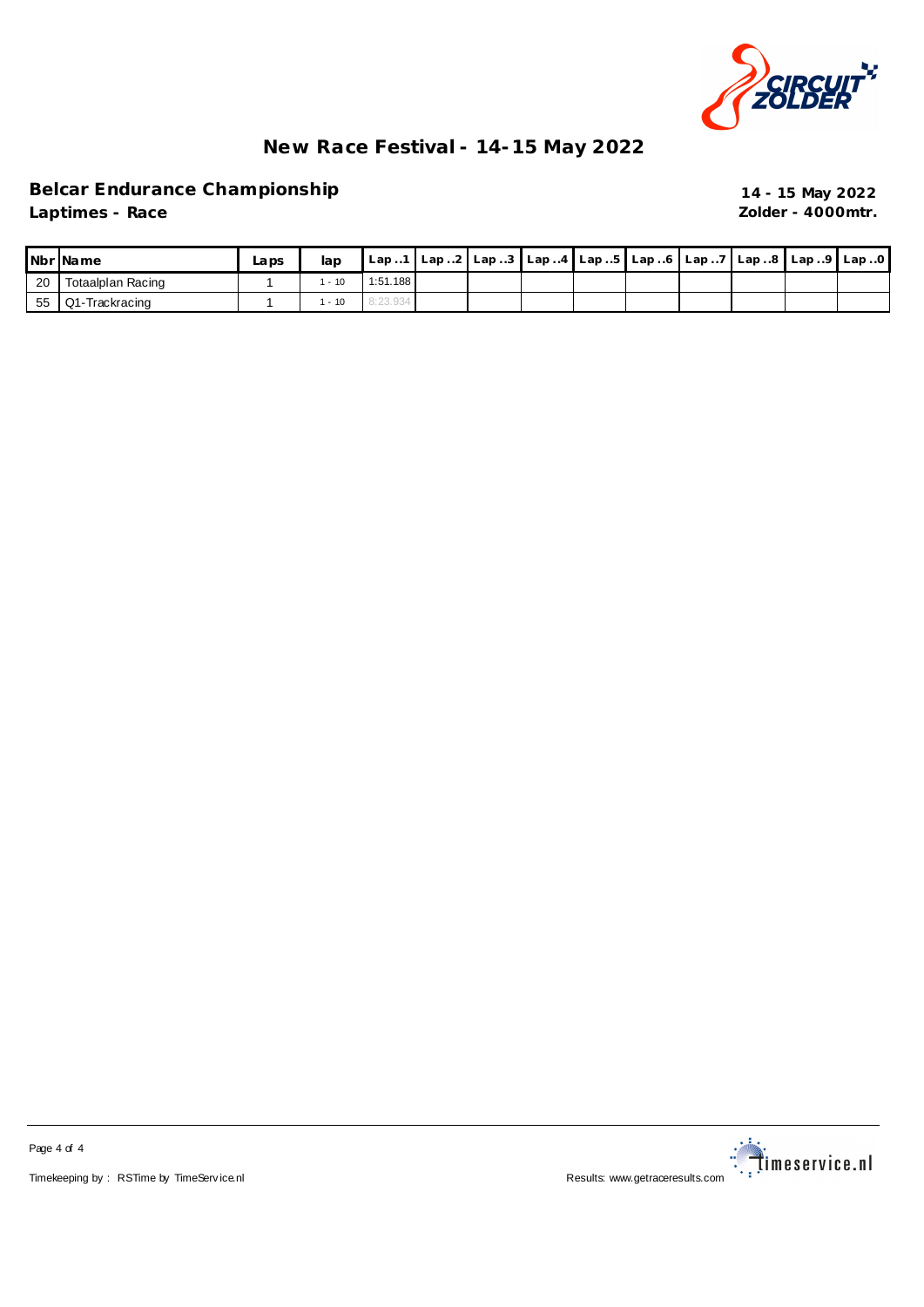# New Race Festival - 14-15 May 2022

## Belcar Endurance Championship

**Laptimes - Race**

**14 - 15 May 2022**
**Zolder - 4000mtr.**

| Nbr | Name | Laps | lap | Lap ..1 | Lap ..2 | Lap ..3 | Lap ..4 | Lap ..5 | Lap ..6 | Lap ..7 | Lap ..8 | Lap ..9 | Lap ..0 |
|---|---|---|---|---|---|---|---|---|---|---|---|---|---|
| 20 | Totaalplan Racing | 1 | 1 - 10 | 1:51.188 | | | | | | | | | |
| 55 | Q1-Trackracing | 1 | 1 - 10 | 8:23.934 | | | | | | | | | |

Timekeeping by : RSTime by TimeService.nl

Results: www.getraceresults.com